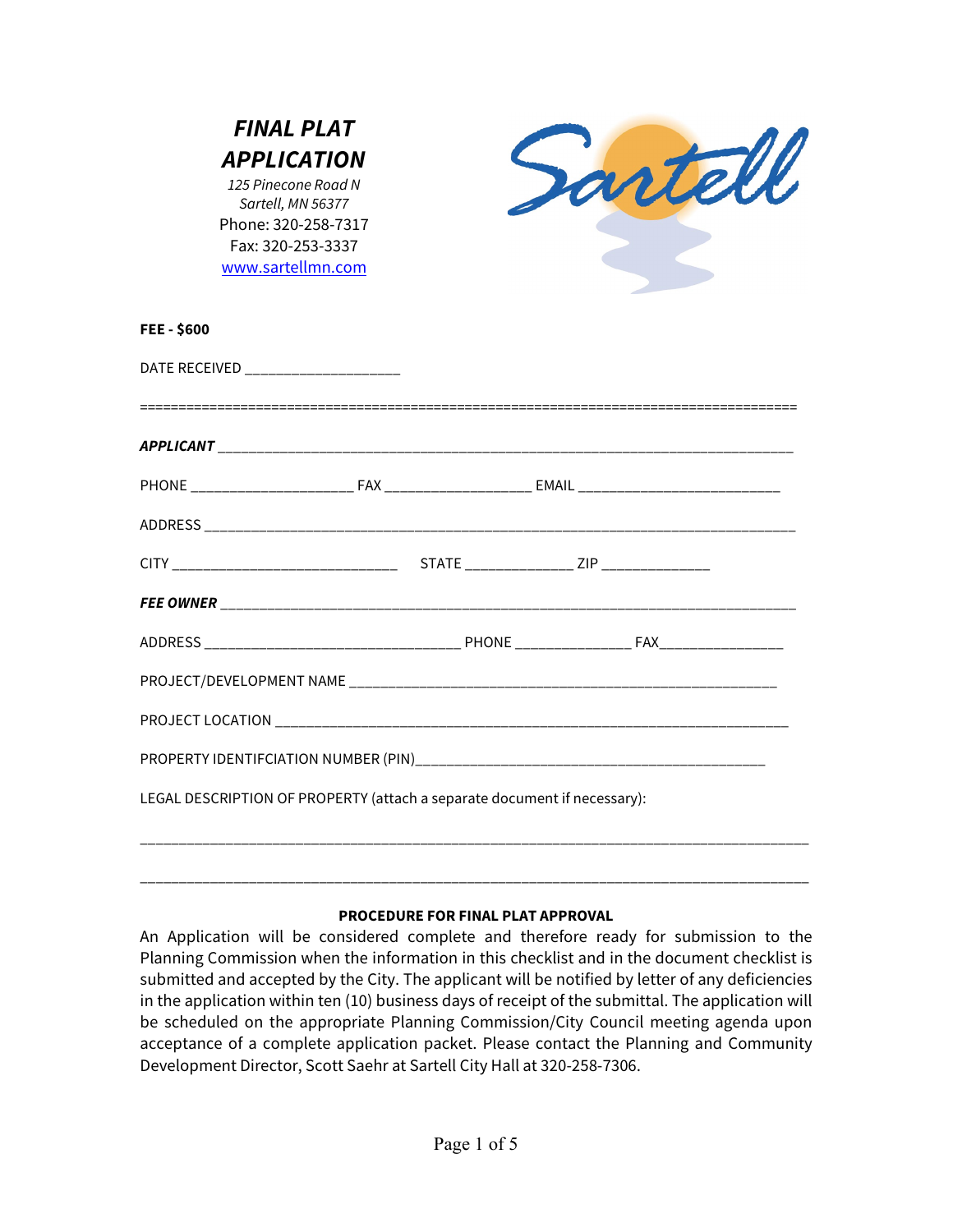# *FINAL PLAT APPLICATION*

*125 Pinecone Road N*
*Sartell, MN 56377*
Phone: 320-258-7317
Fax: 320-253-3337
www.sartellmn.com

**FEE - $600**

DATE RECEIVED ___________________

================================================================================

***APPLICANT*** ________________________________________________________________________

PHONE ____________________ FAX __________________ EMAIL _________________________

ADDRESS _________________________________________________________________________

CITY _____________________________ STATE _____________ ZIP _____________

***FEE OWNER*** _______________________________________________________________________

ADDRESS ________________________________ PHONE ______________ FAX_______________

PROJECT/DEVELOPMENT NAME _____________________________________________________

PROJECT LOCATION ____________________________________________________________________

PROPERTY IDENTIFCIATION NUMBER (PIN)___________________________________________

LEGAL DESCRIPTION OF PROPERTY (attach a separate document if necessary):

___________________________________________________________________________________

___________________________________________________________________________________

**PROCEDURE FOR FINAL PLAT APPROVAL**

An Application will be considered complete and therefore ready for submission to the Planning Commission when the information in this checklist and in the document checklist is submitted and accepted by the City. The applicant will be notified by letter of any deficiencies in the application within ten (10) business days of receipt of the submittal. The application will be scheduled on the appropriate Planning Commission/City Council meeting agenda upon acceptance of a complete application packet. Please contact the Planning and Community Development Director, Scott Saehr at Sartell City Hall at 320-258-7306.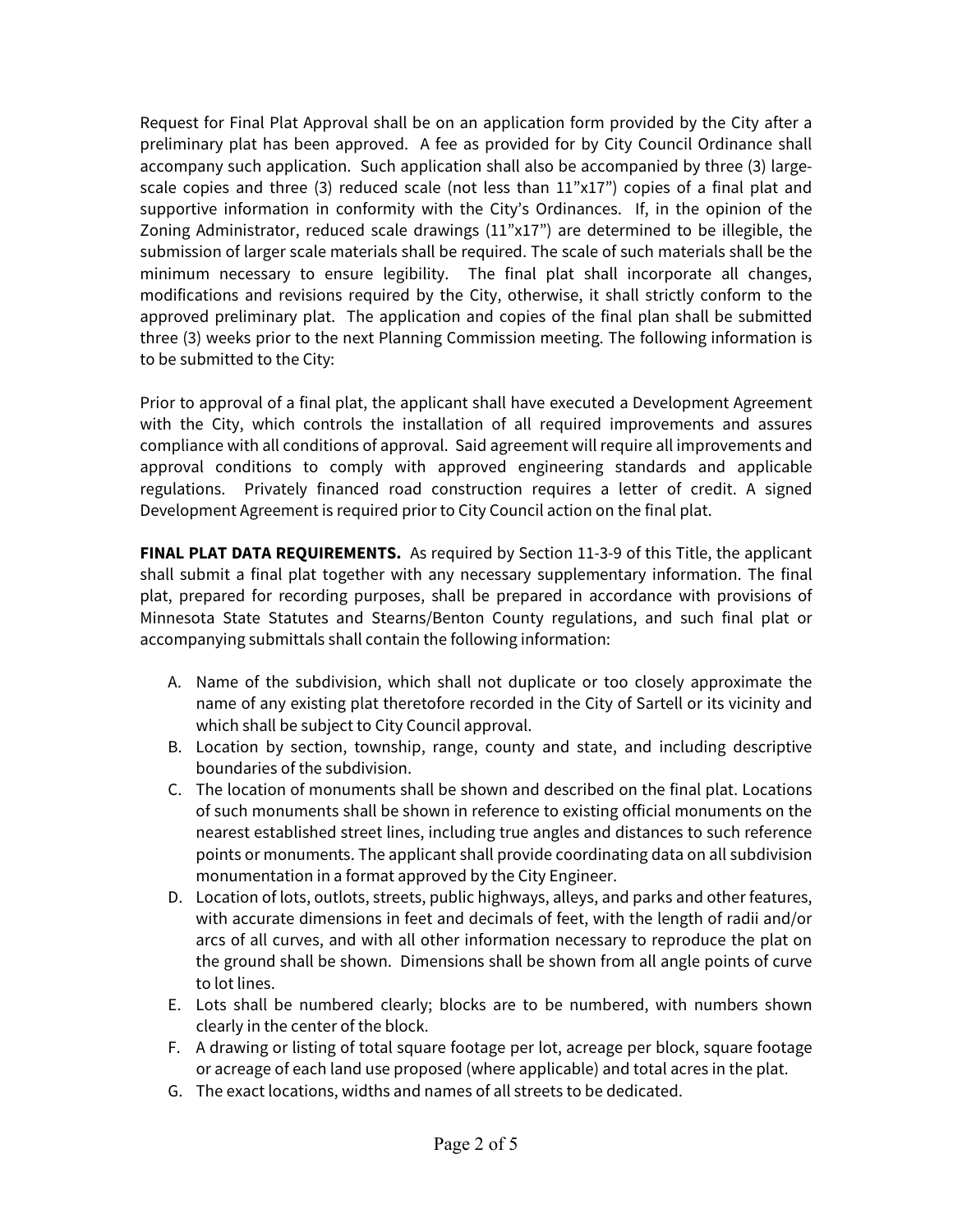Request for Final Plat Approval shall be on an application form provided by the City after a preliminary plat has been approved. A fee as provided for by City Council Ordinance shall accompany such application. Such application shall also be accompanied by three (3) large-scale copies and three (3) reduced scale (not less than 11"x17") copies of a final plat and supportive information in conformity with the City's Ordinances. If, in the opinion of the Zoning Administrator, reduced scale drawings (11"x17") are determined to be illegible, the submission of larger scale materials shall be required. The scale of such materials shall be the minimum necessary to ensure legibility. The final plat shall incorporate all changes, modifications and revisions required by the City, otherwise, it shall strictly conform to the approved preliminary plat. The application and copies of the final plan shall be submitted three (3) weeks prior to the next Planning Commission meeting. The following information is to be submitted to the City:

Prior to approval of a final plat, the applicant shall have executed a Development Agreement with the City, which controls the installation of all required improvements and assures compliance with all conditions of approval. Said agreement will require all improvements and approval conditions to comply with approved engineering standards and applicable regulations. Privately financed road construction requires a letter of credit. A signed Development Agreement is required prior to City Council action on the final plat.

**FINAL PLAT DATA REQUIREMENTS.** As required by Section 11-3-9 of this Title, the applicant shall submit a final plat together with any necessary supplementary information. The final plat, prepared for recording purposes, shall be prepared in accordance with provisions of Minnesota State Statutes and Stearns/Benton County regulations, and such final plat or accompanying submittals shall contain the following information:

A. Name of the subdivision, which shall not duplicate or too closely approximate the name of any existing plat theretofore recorded in the City of Sartell or its vicinity and which shall be subject to City Council approval.
B. Location by section, township, range, county and state, and including descriptive boundaries of the subdivision.
C. The location of monuments shall be shown and described on the final plat. Locations of such monuments shall be shown in reference to existing official monuments on the nearest established street lines, including true angles and distances to such reference points or monuments. The applicant shall provide coordinating data on all subdivision monumentation in a format approved by the City Engineer.
D. Location of lots, outlots, streets, public highways, alleys, and parks and other features, with accurate dimensions in feet and decimals of feet, with the length of radii and/or arcs of all curves, and with all other information necessary to reproduce the plat on the ground shall be shown. Dimensions shall be shown from all angle points of curve to lot lines.
E. Lots shall be numbered clearly; blocks are to be numbered, with numbers shown clearly in the center of the block.
F. A drawing or listing of total square footage per lot, acreage per block, square footage or acreage of each land use proposed (where applicable) and total acres in the plat.
G. The exact locations, widths and names of all streets to be dedicated.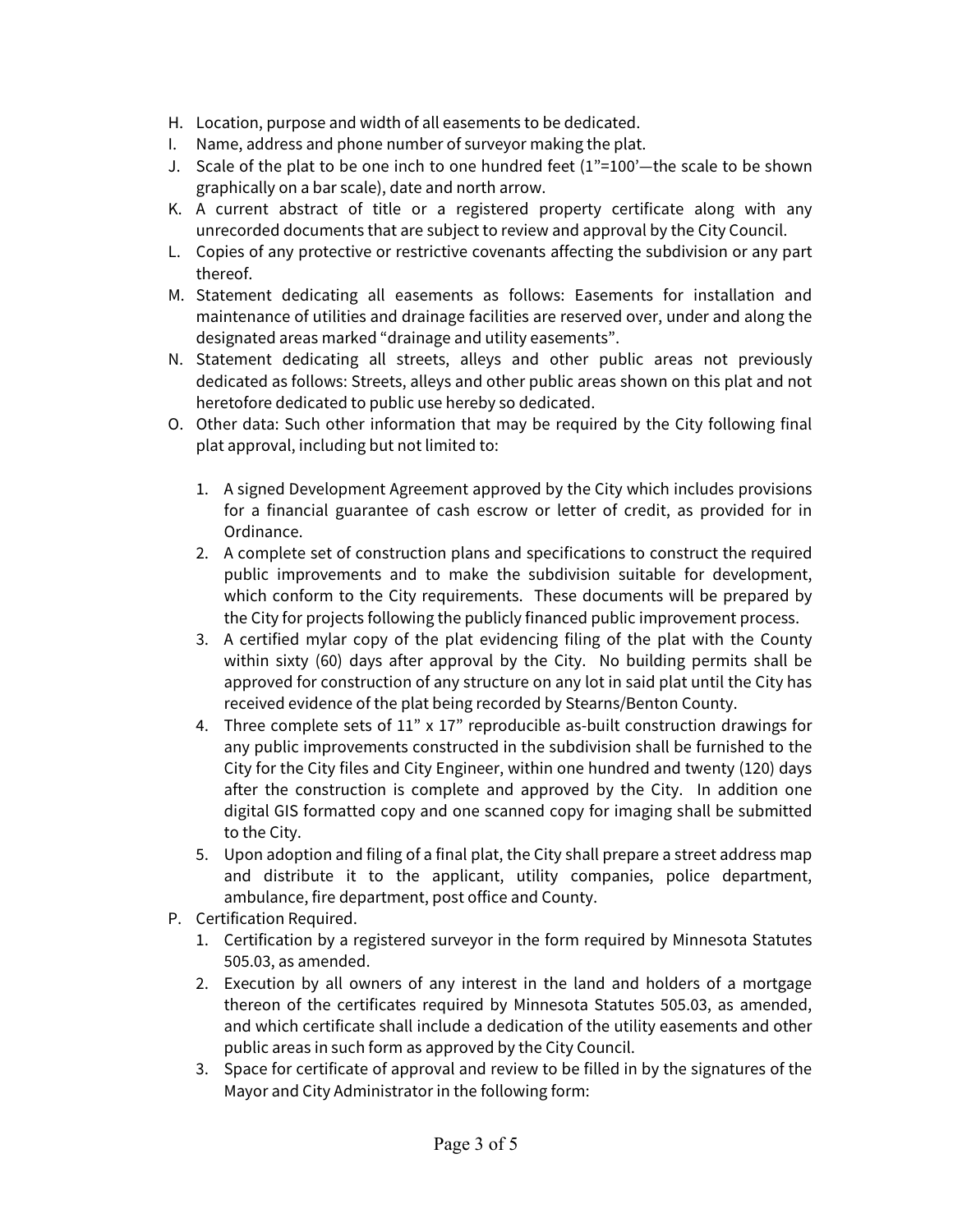H. Location, purpose and width of all easements to be dedicated.
I. Name, address and phone number of surveyor making the plat.
J. Scale of the plat to be one inch to one hundred feet (1"=100'—the scale to be shown graphically on a bar scale), date and north arrow.
K. A current abstract of title or a registered property certificate along with any unrecorded documents that are subject to review and approval by the City Council.
L. Copies of any protective or restrictive covenants affecting the subdivision or any part thereof.
M. Statement dedicating all easements as follows: Easements for installation and maintenance of utilities and drainage facilities are reserved over, under and along the designated areas marked "drainage and utility easements".
N. Statement dedicating all streets, alleys and other public areas not previously dedicated as follows: Streets, alleys and other public areas shown on this plat and not heretofore dedicated to public use hereby so dedicated.
O. Other data: Such other information that may be required by the City following final plat approval, including but not limited to:

   1. A signed Development Agreement approved by the City which includes provisions for a financial guarantee of cash escrow or letter of credit, as provided for in Ordinance.
   2. A complete set of construction plans and specifications to construct the required public improvements and to make the subdivision suitable for development, which conform to the City requirements. These documents will be prepared by the City for projects following the publicly financed public improvement process.
   3. A certified mylar copy of the plat evidencing filing of the plat with the County within sixty (60) days after approval by the City. No building permits shall be approved for construction of any structure on any lot in said plat until the City has received evidence of the plat being recorded by Stearns/Benton County.
   4. Three complete sets of 11" x 17" reproducible as-built construction drawings for any public improvements constructed in the subdivision shall be furnished to the City for the City files and City Engineer, within one hundred and twenty (120) days after the construction is complete and approved by the City. In addition one digital GIS formatted copy and one scanned copy for imaging shall be submitted to the City.
   5. Upon adoption and filing of a final plat, the City shall prepare a street address map and distribute it to the applicant, utility companies, police department, ambulance, fire department, post office and County.

P. Certification Required.
   1. Certification by a registered surveyor in the form required by Minnesota Statutes 505.03, as amended.
   2. Execution by all owners of any interest in the land and holders of a mortgage thereon of the certificates required by Minnesota Statutes 505.03, as amended, and which certificate shall include a dedication of the utility easements and other public areas in such form as approved by the City Council.
   3. Space for certificate of approval and review to be filled in by the signatures of the Mayor and City Administrator in the following form: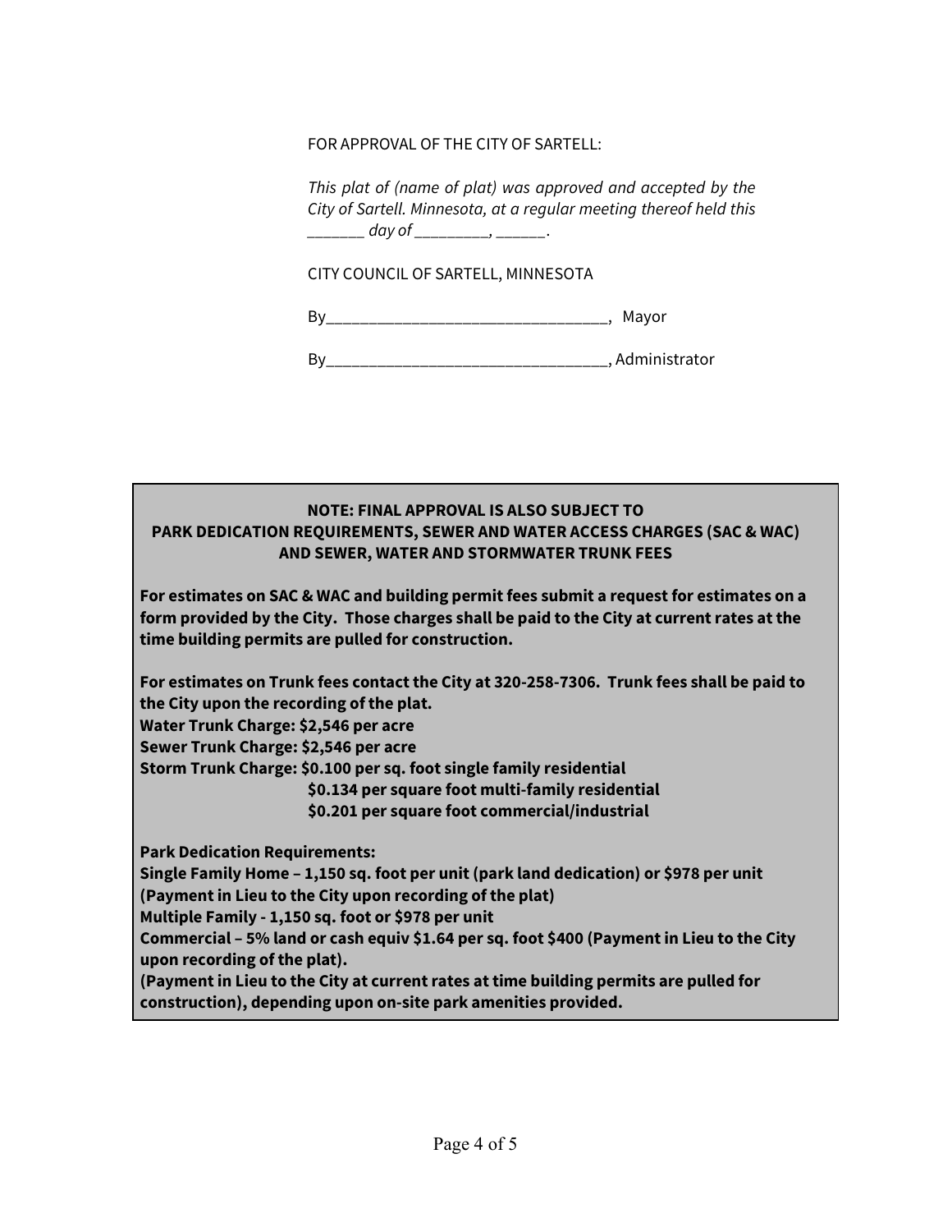FOR APPROVAL OF THE CITY OF SARTELL:

*This plat of (name of plat) was approved and accepted by the City of Sartell. Minnesota, at a regular meeting thereof held this _______ day of _________, ______.*

CITY COUNCIL OF SARTELL, MINNESOTA

By_________________________________, Mayor

By_________________________________, Administrator

**NOTE: FINAL APPROVAL IS ALSO SUBJECT TO PARK DEDICATION REQUIREMENTS, SEWER AND WATER ACCESS CHARGES (SAC & WAC) AND SEWER, WATER AND STORMWATER TRUNK FEES**

**For estimates on SAC & WAC and building permit fees submit a request for estimates on a form provided by the City. Those charges shall be paid to the City at current rates at the time building permits are pulled for construction.**

**For estimates on Trunk fees contact the City at 320-258-7306. Trunk fees shall be paid to the City upon the recording of the plat.**
**Water Trunk Charge: $2,546 per acre**
**Sewer Trunk Charge: $2,546 per acre**
**Storm Trunk Charge: $0.100 per sq. foot single family residential**
**$0.134 per square foot multi-family residential**
**$0.201 per square foot commercial/industrial**

**Park Dedication Requirements:**
**Single Family Home – 1,150 sq. foot per unit (park land dedication) or $978 per unit (Payment in Lieu to the City upon recording of the plat)**
**Multiple Family - 1,150 sq. foot or $978 per unit**
**Commercial – 5% land or cash equiv $1.64 per sq. foot $400 (Payment in Lieu to the City upon recording of the plat).**
**(Payment in Lieu to the City at current rates at time building permits are pulled for construction), depending upon on-site park amenities provided.**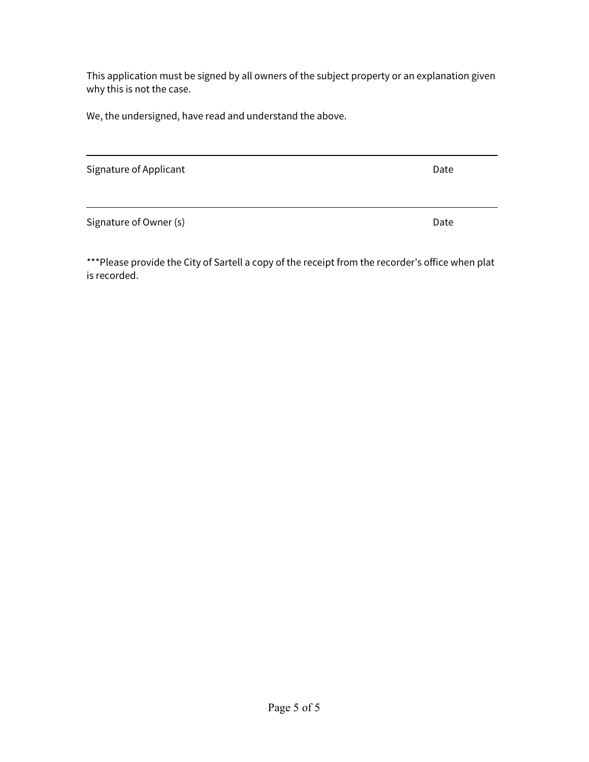This application must be signed by all owners of the subject property or an explanation given why this is not the case.

We, the undersigned, have read and understand the above.

______________________________________________________________

Signature of Applicant Date

______________________________________________________________

Signature of Owner (s) Date

***Please provide the City of Sartell a copy of the receipt from the recorder's office when plat is recorded.